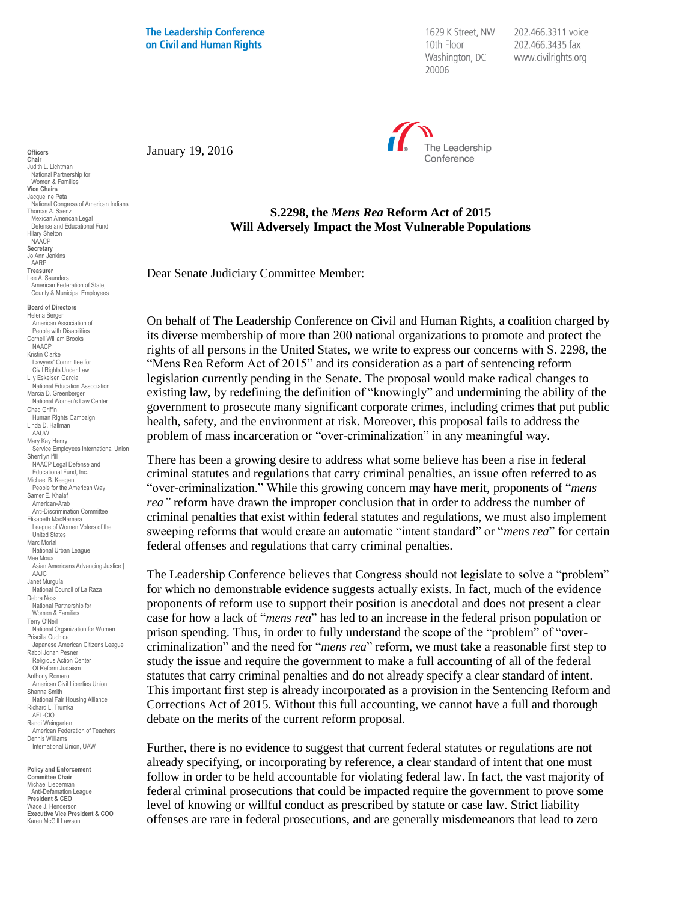**The Leadership Conference on Civil and Human Rights**

1629 K Street, NW
10th Floor
Washington, DC
20006

202.466.3311 voice
202.466.3435 fax
www.civilrights.org

**Officers**
**Chair**
Judith L. Lichtman
National Partnership for Women & Families
**Vice Chairs**
Jacqueline Pata
National Congress of American Indians
Thomas A. Saenz
Mexican American Legal Defense and Educational Fund
Hilary Shelton
NAACP
**Secretary**
Jo Ann Jenkins
AARP
**Treasurer**
Lee A. Saunders
American Federation of State, County & Municipal Employees

**Board of Directors**
Helena Berger
American Association of People with Disabilities
Cornell William Brooks
NAACP
Kristin Clarke
Lawyers' Committee for Civil Rights Under Law
Lily Eskelsen García
National Education Association
Marcia D. Greenberger
National Women's Law Center
Chad Griffin
Human Rights Campaign
Linda D. Hallman
AAUW
Mary Kay Henry
Service Employees International Union
Sherrilyn Ifill
NAACP Legal Defense and Educational Fund, Inc.
Michael B. Keegan
People for the American Way
Samer E. Khalaf
American-Arab Anti-Discrimination Committee
Elisabeth MacNamara
League of Women Voters of the United States
Marc Morial
National Urban League
Mee Moua
Asian Americans Advancing Justice | AAJC
Janet Murguía
National Council of La Raza
Debra Ness
National Partnership for Women & Families
Terry O'Neill
National Organization for Women
Priscilla Ouchida
Japanese American Citizens League
Rabbi Jonah Pesner
Religious Action Center Of Reform Judaism
Anthony Romero
American Civil Liberties Union
Shanna Smith
National Fair Housing Alliance
Richard L. Trumka
AFL-CIO
Randi Weingarten
American Federation of Teachers
Dennis Williams
International Union, UAW

**Policy and Enforcement Committee Chair**
Michael Lieberman
Anti-Defamation League
**President & CEO**
Wade J. Henderson
**Executive Vice President & COO**
Karen McGill Lawson

January 19, 2016

The Leadership Conference

**S.2298, the *Mens Rea* Reform Act of 2015**
**Will Adversely Impact the Most Vulnerable Populations**

Dear Senate Judiciary Committee Member:

On behalf of The Leadership Conference on Civil and Human Rights, a coalition charged by its diverse membership of more than 200 national organizations to promote and protect the rights of all persons in the United States, we write to express our concerns with S. 2298, the "Mens Rea Reform Act of 2015" and its consideration as a part of sentencing reform legislation currently pending in the Senate. The proposal would make radical changes to existing law, by redefining the definition of "knowingly" and undermining the ability of the government to prosecute many significant corporate crimes, including crimes that put public health, safety, and the environment at risk. Moreover, this proposal fails to address the problem of mass incarceration or "over-criminalization" in any meaningful way.

There has been a growing desire to address what some believe has been a rise in federal criminal statutes and regulations that carry criminal penalties, an issue often referred to as "over-criminalization." While this growing concern may have merit, proponents of "*mens rea"* reform have drawn the improper conclusion that in order to address the number of criminal penalties that exist within federal statutes and regulations, we must also implement sweeping reforms that would create an automatic "intent standard" or "*mens rea*" for certain federal offenses and regulations that carry criminal penalties.

The Leadership Conference believes that Congress should not legislate to solve a "problem" for which no demonstrable evidence suggests actually exists. In fact, much of the evidence proponents of reform use to support their position is anecdotal and does not present a clear case for how a lack of "*mens rea*" has led to an increase in the federal prison population or prison spending. Thus, in order to fully understand the scope of the "problem" of "over-criminalization" and the need for "*mens rea*" reform, we must take a reasonable first step to study the issue and require the government to make a full accounting of all of the federal statutes that carry criminal penalties and do not already specify a clear standard of intent. This important first step is already incorporated as a provision in the Sentencing Reform and Corrections Act of 2015. Without this full accounting, we cannot have a full and thorough debate on the merits of the current reform proposal.

Further, there is no evidence to suggest that current federal statutes or regulations are not already specifying, or incorporating by reference, a clear standard of intent that one must follow in order to be held accountable for violating federal law. In fact, the vast majority of federal criminal prosecutions that could be impacted require the government to prove some level of knowing or willful conduct as prescribed by statute or case law. Strict liability offenses are rare in federal prosecutions, and are generally misdemeanors that lead to zero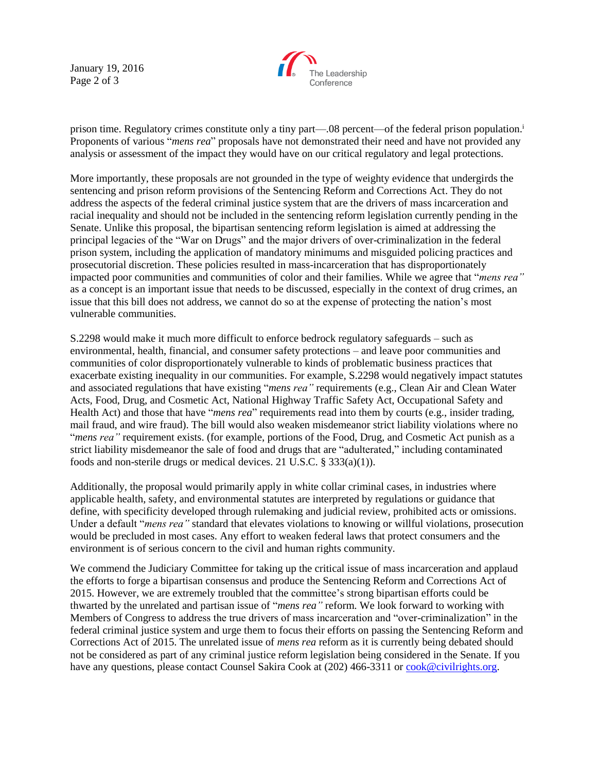prison time. Regulatory crimes constitute only a tiny part—.08 percent—of the federal prison population.[i] Proponents of various "*mens rea*" proposals have not demonstrated their need and have not provided any analysis or assessment of the impact they would have on our critical regulatory and legal protections.

More importantly, these proposals are not grounded in the type of weighty evidence that undergirds the sentencing and prison reform provisions of the Sentencing Reform and Corrections Act. They do not address the aspects of the federal criminal justice system that are the drivers of mass incarceration and racial inequality and should not be included in the sentencing reform legislation currently pending in the Senate. Unlike this proposal, the bipartisan sentencing reform legislation is aimed at addressing the principal legacies of the "War on Drugs" and the major drivers of over-criminalization in the federal prison system, including the application of mandatory minimums and misguided policing practices and prosecutorial discretion. These policies resulted in mass-incarceration that has disproportionately impacted poor communities and communities of color and their families. While we agree that "*mens rea"* as a concept is an important issue that needs to be discussed, especially in the context of drug crimes, an issue that this bill does not address, we cannot do so at the expense of protecting the nation's most vulnerable communities.

S.2298 would make it much more difficult to enforce bedrock regulatory safeguards – such as environmental, health, financial, and consumer safety protections – and leave poor communities and communities of color disproportionately vulnerable to kinds of problematic business practices that exacerbate existing inequality in our communities. For example, S.2298 would negatively impact statutes and associated regulations that have existing "*mens rea"* requirements (e.g., Clean Air and Clean Water Acts, Food, Drug, and Cosmetic Act, National Highway Traffic Safety Act, Occupational Safety and Health Act) and those that have "*mens rea*" requirements read into them by courts (e.g., insider trading, mail fraud, and wire fraud). The bill would also weaken misdemeanor strict liability violations where no "*mens rea"* requirement exists. (for example, portions of the Food, Drug, and Cosmetic Act punish as a strict liability misdemeanor the sale of food and drugs that are "adulterated," including contaminated foods and non-sterile drugs or medical devices. 21 U.S.C. § 333(a)(1)).

Additionally, the proposal would primarily apply in white collar criminal cases, in industries where applicable health, safety, and environmental statutes are interpreted by regulations or guidance that define, with specificity developed through rulemaking and judicial review, prohibited acts or omissions. Under a default "*mens rea"* standard that elevates violations to knowing or willful violations, prosecution would be precluded in most cases. Any effort to weaken federal laws that protect consumers and the environment is of serious concern to the civil and human rights community.

We commend the Judiciary Committee for taking up the critical issue of mass incarceration and applaud the efforts to forge a bipartisan consensus and produce the Sentencing Reform and Corrections Act of 2015. However, we are extremely troubled that the committee's strong bipartisan efforts could be thwarted by the unrelated and partisan issue of "*mens rea"* reform. We look forward to working with Members of Congress to address the true drivers of mass incarceration and "over-criminalization" in the federal criminal justice system and urge them to focus their efforts on passing the Sentencing Reform and Corrections Act of 2015. The unrelated issue of *mens rea* reform as it is currently being debated should not be considered as part of any criminal justice reform legislation being considered in the Senate. If you have any questions, please contact Counsel Sakira Cook at (202) 466-3311 or cook@civilrights.org.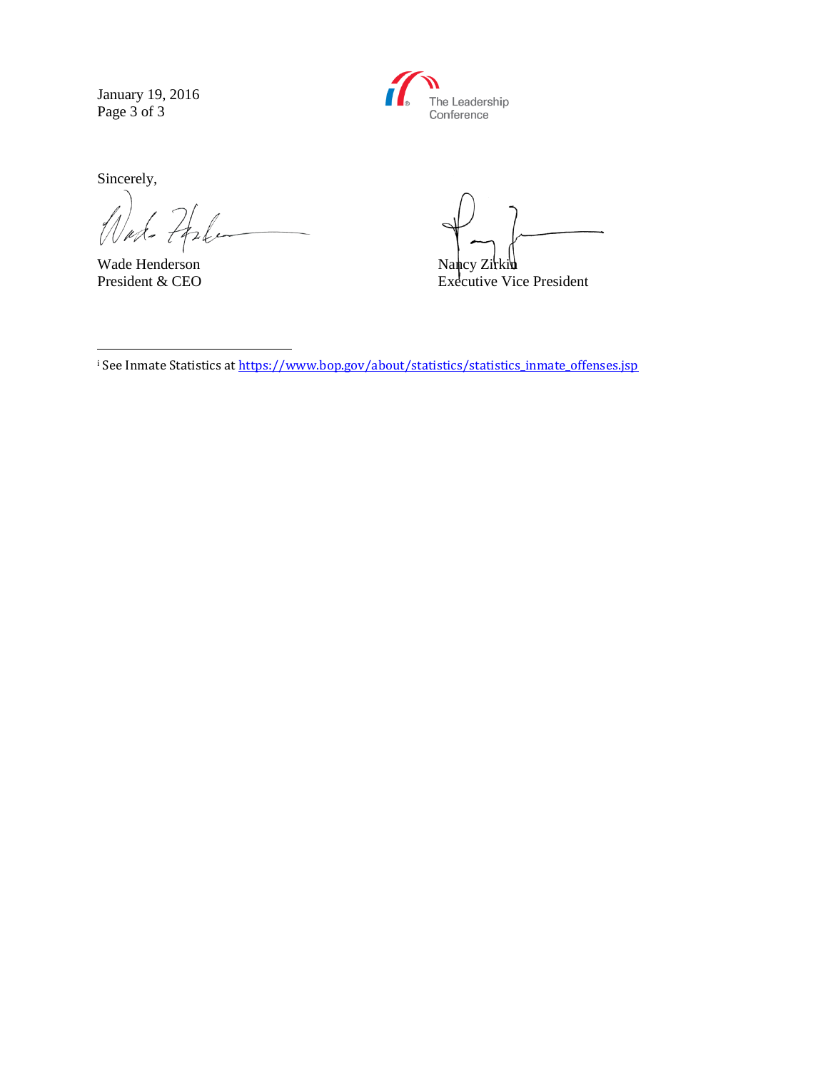Sincerely,

Wade Henderson
President & CEO

Nancy Zirkin
Executive Vice President

---

[i] See Inmate Statistics at https://www.bop.gov/about/statistics/statistics_inmate_offenses.jsp